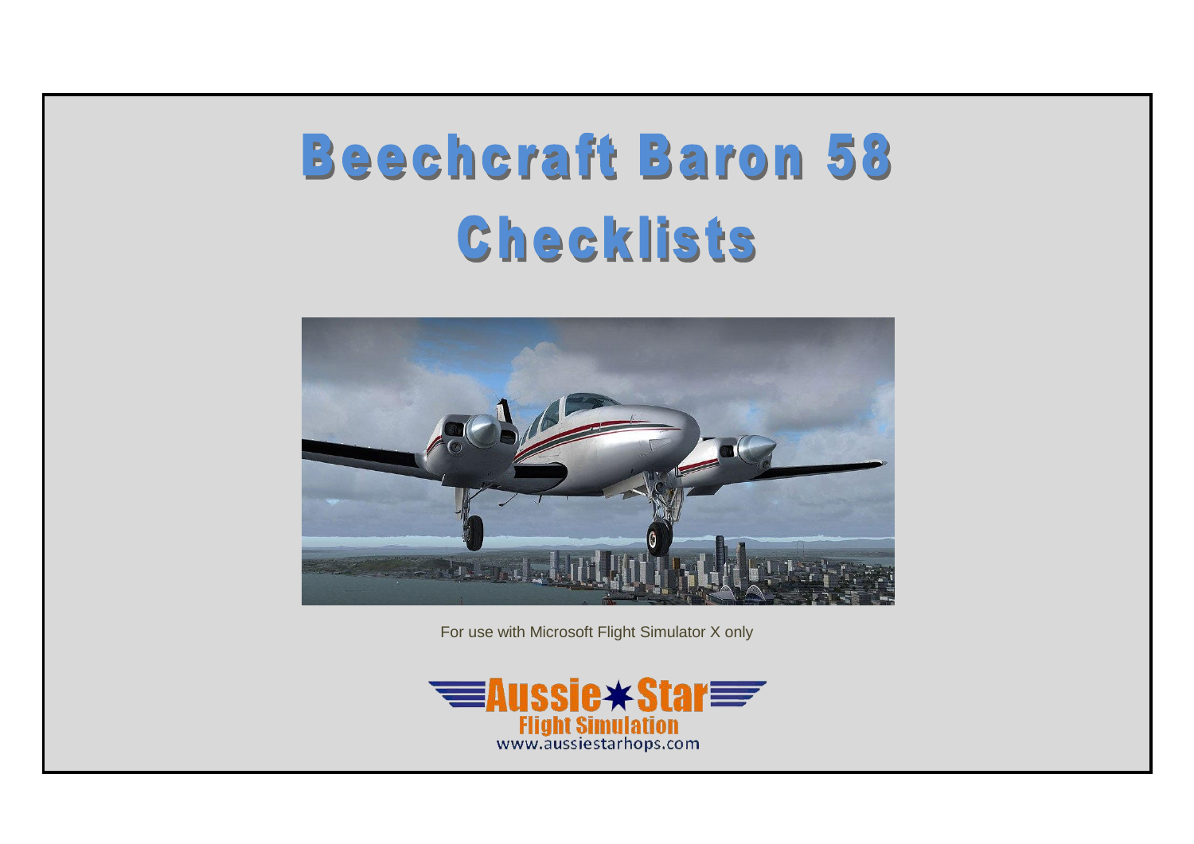# Beechcraft Baron 58

# Checklists

For use with Microsoft Flight Simulator X only

Aussie Star
Flight Simulation
www.aussiestarhops.com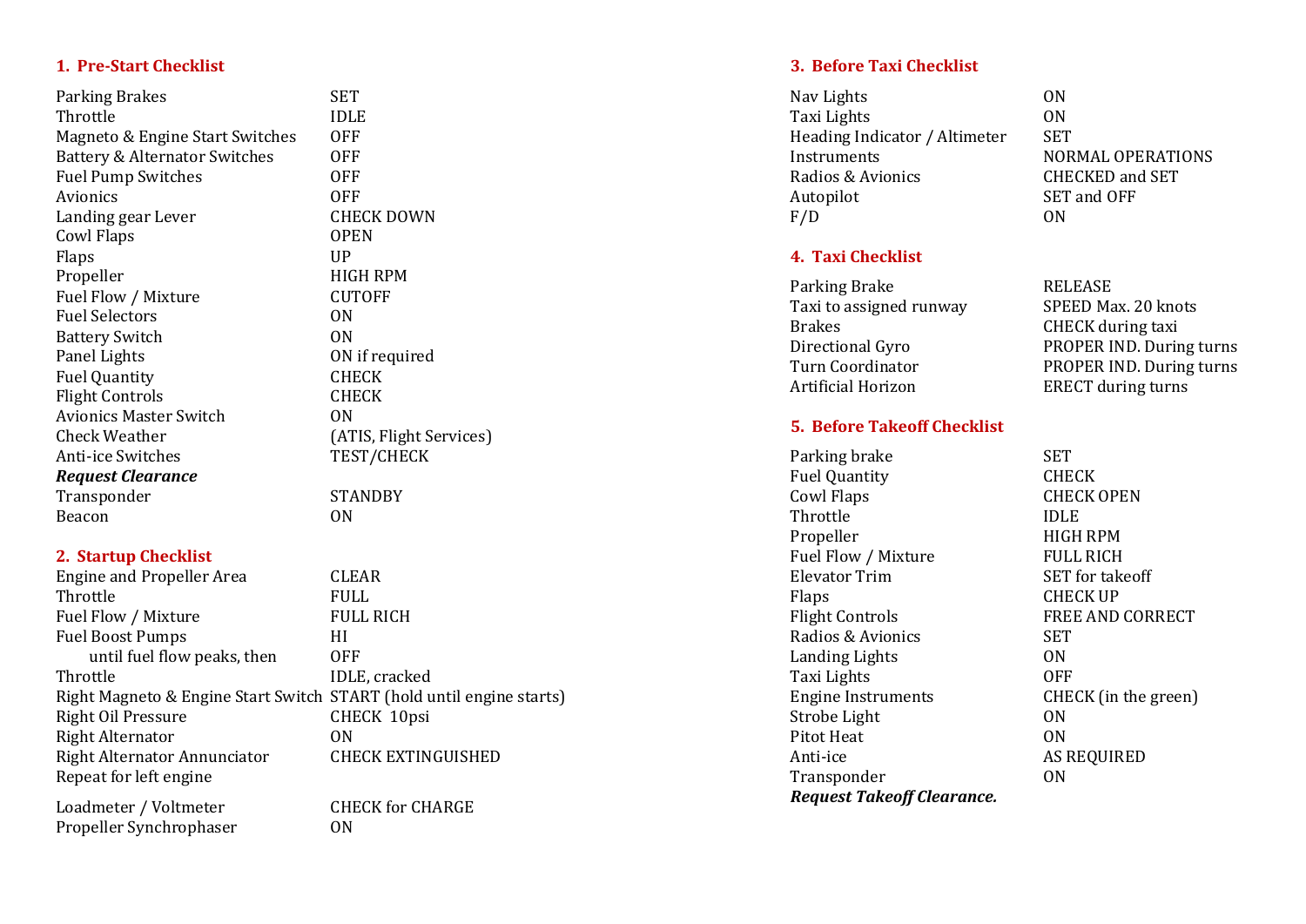## 1. Pre-Start Checklist

| | |
|---|---|
| Parking Brakes | SET |
| Throttle | IDLE |
| Magneto & Engine Start Switches | OFF |
| Battery & Alternator Switches | OFF |
| Fuel Pump Switches | OFF |
| Avionics | OFF |
| Landing gear Lever | CHECK DOWN |
| Cowl Flaps | OPEN |
| Flaps | UP |
| Propeller | HIGH RPM |
| Fuel Flow / Mixture | CUTOFF |
| Fuel Selectors | ON |
| Battery Switch | ON |
| Panel Lights | ON if required |
| Fuel Quantity | CHECK |
| Flight Controls | CHECK |
| Avionics Master Switch | ON |
| Check Weather | (ATIS, Flight Services) |
| Anti-ice Switches | TEST/CHECK |
| ***Request Clearance*** | |
| Transponder | STANDBY |
| Beacon | ON |

## 2. Startup Checklist

| | |
|---|---|
| Engine and Propeller Area | CLEAR |
| Throttle | FULL |
| Fuel Flow / Mixture | FULL RICH |
| Fuel Boost Pumps | HI |
| until fuel flow peaks, then | OFF |
| Throttle | IDLE, cracked |
| Right Magneto & Engine Start Switch | START (hold until engine starts) |
| Right Oil Pressure | CHECK 10psi |
| Right Alternator | ON |
| Right Alternator Annunciator | CHECK EXTINGUISHED |
| Repeat for left engine | |
| Loadmeter / Voltmeter | CHECK for CHARGE |
| Propeller Synchrophaser | ON |

## 3. Before Taxi Checklist

| | |
|---|---|
| Nav Lights | ON |
| Taxi Lights | ON |
| Heading Indicator / Altimeter | SET |
| Instruments | NORMAL OPERATIONS |
| Radios & Avionics | CHECKED and SET |
| Autopilot | SET and OFF |
| F/D | ON |

## 4. Taxi Checklist

| | |
|---|---|
| Parking Brake | RELEASE |
| Taxi to assigned runway | SPEED Max. 20 knots |
| Brakes | CHECK during taxi |
| Directional Gyro | PROPER IND. During turns |
| Turn Coordinator | PROPER IND. During turns |
| Artificial Horizon | ERECT during turns |

## 5. Before Takeoff Checklist

| | |
|---|---|
| Parking brake | SET |
| Fuel Quantity | CHECK |
| Cowl Flaps | CHECK OPEN |
| Throttle | IDLE |
| Propeller | HIGH RPM |
| Fuel Flow / Mixture | FULL RICH |
| Elevator Trim | SET for takeoff |
| Flaps | CHECK UP |
| Flight Controls | FREE AND CORRECT |
| Radios & Avionics | SET |
| Landing Lights | ON |
| Taxi Lights | OFF |
| Engine Instruments | CHECK (in the green) |
| Strobe Light | ON |
| Pitot Heat | ON |
| Anti-ice | AS REQUIRED |
| Transponder | ON |
| ***Request Takeoff Clearance.*** | |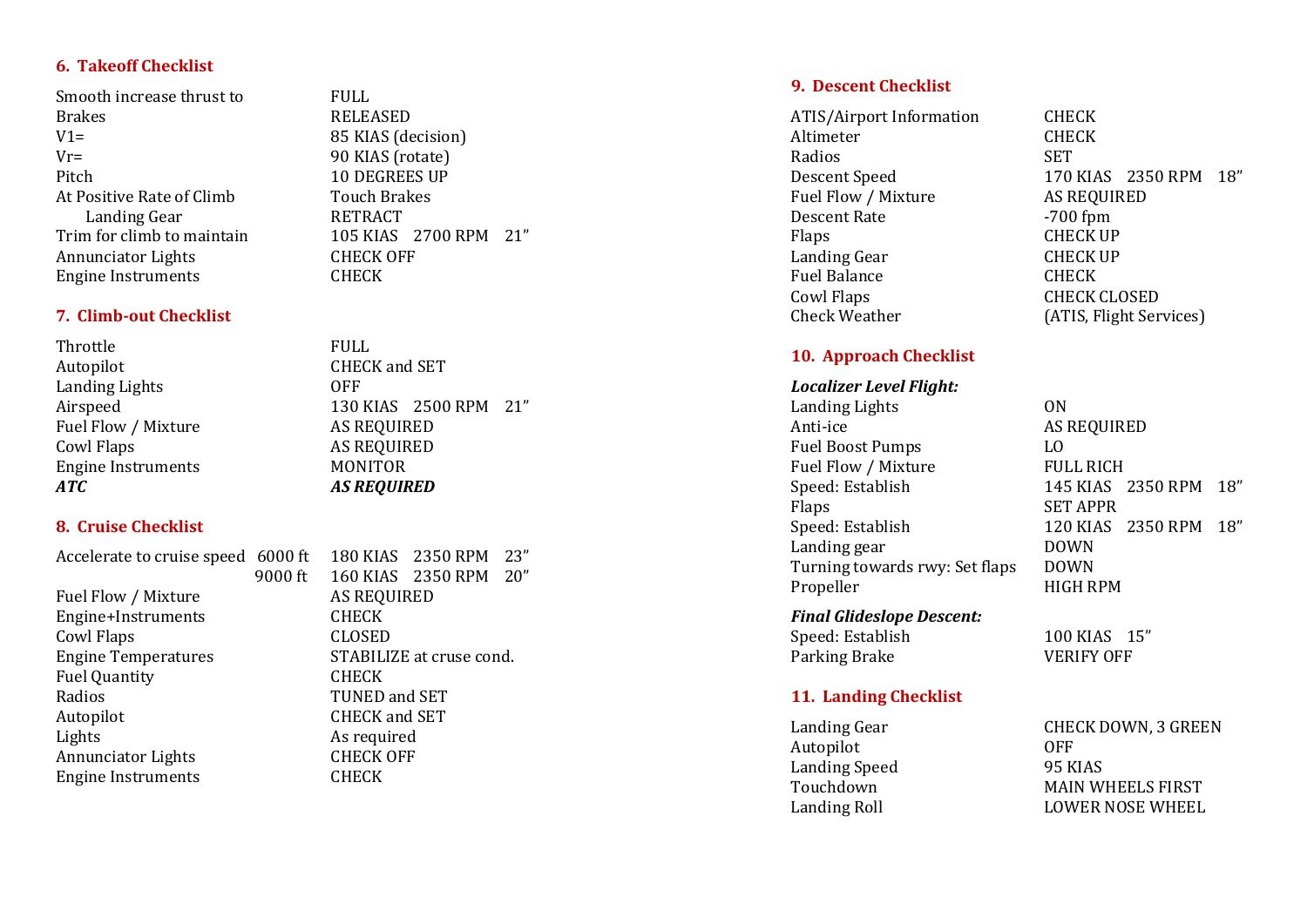## 6. Takeoff Checklist

| | |
|---|---|
| Smooth increase thrust to | FULL |
| Brakes | RELEASED |
| V1= | 85 KIAS (decision) |
| Vr= | 90 KIAS (rotate) |
| Pitch | 10 DEGREES UP |
| At Positive Rate of Climb | Touch Brakes |
| Landing Gear | RETRACT |
| Trim for climb to maintain | 105 KIAS 2700 RPM 21” |
| Annunciator Lights | CHECK OFF |
| Engine Instruments | CHECK |

## 7. Climb-out Checklist

| | |
|---|---|
| Throttle | FULL |
| Autopilot | CHECK and SET |
| Landing Lights | OFF |
| Airspeed | 130 KIAS 2500 RPM 21” |
| Fuel Flow / Mixture | AS REQUIRED |
| Cowl Flaps | AS REQUIRED |
| Engine Instruments | MONITOR |
| ***ATC*** | ***AS REQUIRED*** |

## 8. Cruise Checklist

| | |
|---|---|
| Accelerate to cruise speed 6000 ft | 180 KIAS 2350 RPM 23” |
| 9000 ft | 160 KIAS 2350 RPM 20” |
| Fuel Flow / Mixture | AS REQUIRED |
| Engine+Instruments | CHECK |
| Cowl Flaps | CLOSED |
| Engine Temperatures | STABILIZE at cruse cond. |
| Fuel Quantity | CHECK |
| Radios | TUNED and SET |
| Autopilot | CHECK and SET |
| Lights | As required |
| Annunciator Lights | CHECK OFF |
| Engine Instruments | CHECK |

## 9. Descent Checklist

| | |
|---|---|
| ATIS/Airport Information | CHECK |
| Altimeter | CHECK |
| Radios | SET |
| Descent Speed | 170 KIAS 2350 RPM 18” |
| Fuel Flow / Mixture | AS REQUIRED |
| Descent Rate | -700 fpm |
| Flaps | CHECK UP |
| Landing Gear | CHECK UP |
| Fuel Balance | CHECK |
| Cowl Flaps | CHECK CLOSED |
| Check Weather | (ATIS, Flight Services) |

## 10. Approach Checklist

***Localizer Level Flight:***

| | |
|---|---|
| Landing Lights | ON |
| Anti-ice | AS REQUIRED |
| Fuel Boost Pumps | LO |
| Fuel Flow / Mixture | FULL RICH |
| Speed: Establish | 145 KIAS 2350 RPM 18” |
| Flaps | SET APPR |
| Speed: Establish | 120 KIAS 2350 RPM 18” |
| Landing gear | DOWN |
| Turning towards rwy: Set flaps | DOWN |
| Propeller | HIGH RPM |

***Final Glideslope Descent:***

| | |
|---|---|
| Speed: Establish | 100 KIAS 15” |
| Parking Brake | VERIFY OFF |

## 11. Landing Checklist

| | |
|---|---|
| Landing Gear | CHECK DOWN, 3 GREEN |
| Autopilot | OFF |
| Landing Speed | 95 KIAS |
| Touchdown | MAIN WHEELS FIRST |
| Landing Roll | LOWER NOSE WHEEL |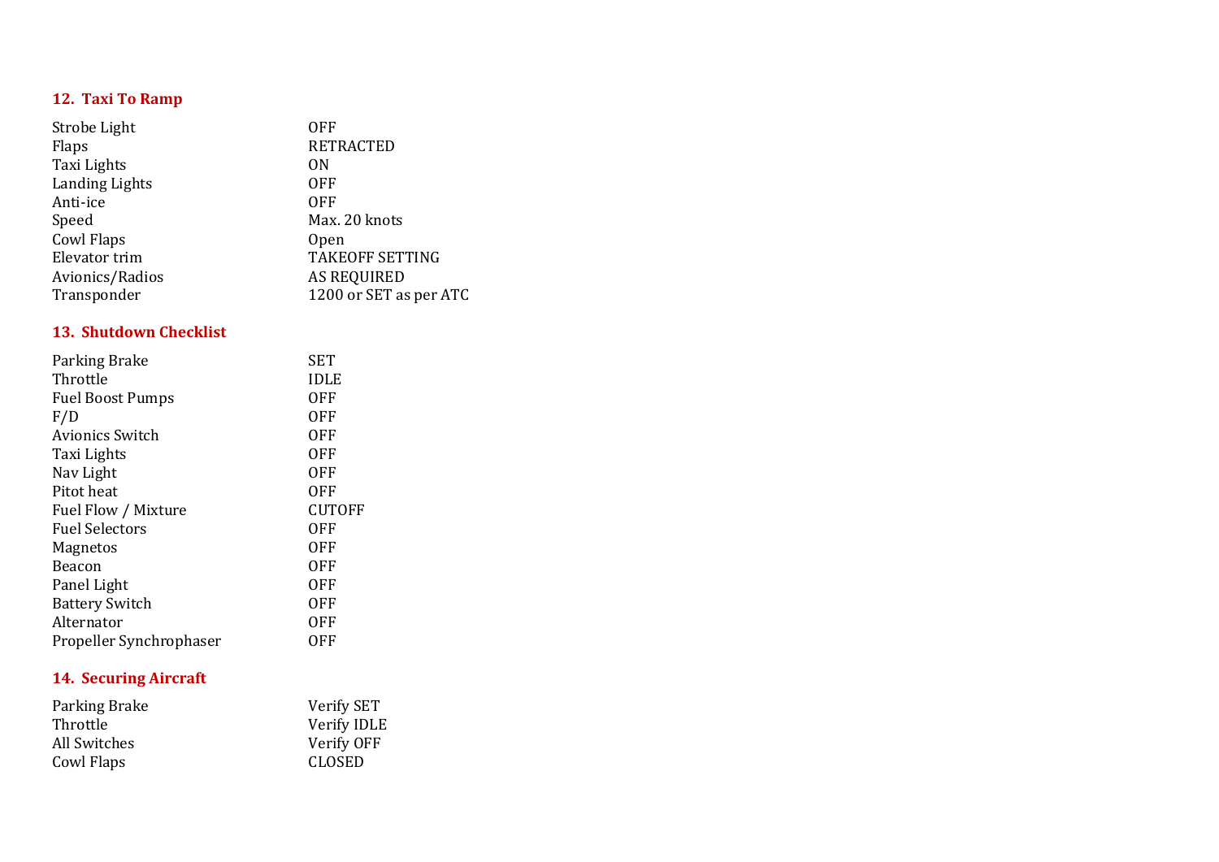## 12. Taxi To Ramp

| | |
|---|---|
| Strobe Light | OFF |
| Flaps | RETRACTED |
| Taxi Lights | ON |
| Landing Lights | OFF |
| Anti-ice | OFF |
| Speed | Max. 20 knots |
| Cowl Flaps | Open |
| Elevator trim | TAKEOFF SETTING |
| Avionics/Radios | AS REQUIRED |
| Transponder | 1200 or SET as per ATC |

## 13. Shutdown Checklist

| | |
|---|---|
| Parking Brake | SET |
| Throttle | IDLE |
| Fuel Boost Pumps | OFF |
| F/D | OFF |
| Avionics Switch | OFF |
| Taxi Lights | OFF |
| Nav Light | OFF |
| Pitot heat | OFF |
| Fuel Flow / Mixture | CUTOFF |
| Fuel Selectors | OFF |
| Magnetos | OFF |
| Beacon | OFF |
| Panel Light | OFF |
| Battery Switch | OFF |
| Alternator | OFF |
| Propeller Synchrophaser | OFF |

## 14. Securing Aircraft

| | |
|---|---|
| Parking Brake | Verify SET |
| Throttle | Verify IDLE |
| All Switches | Verify OFF |
| Cowl Flaps | CLOSED |